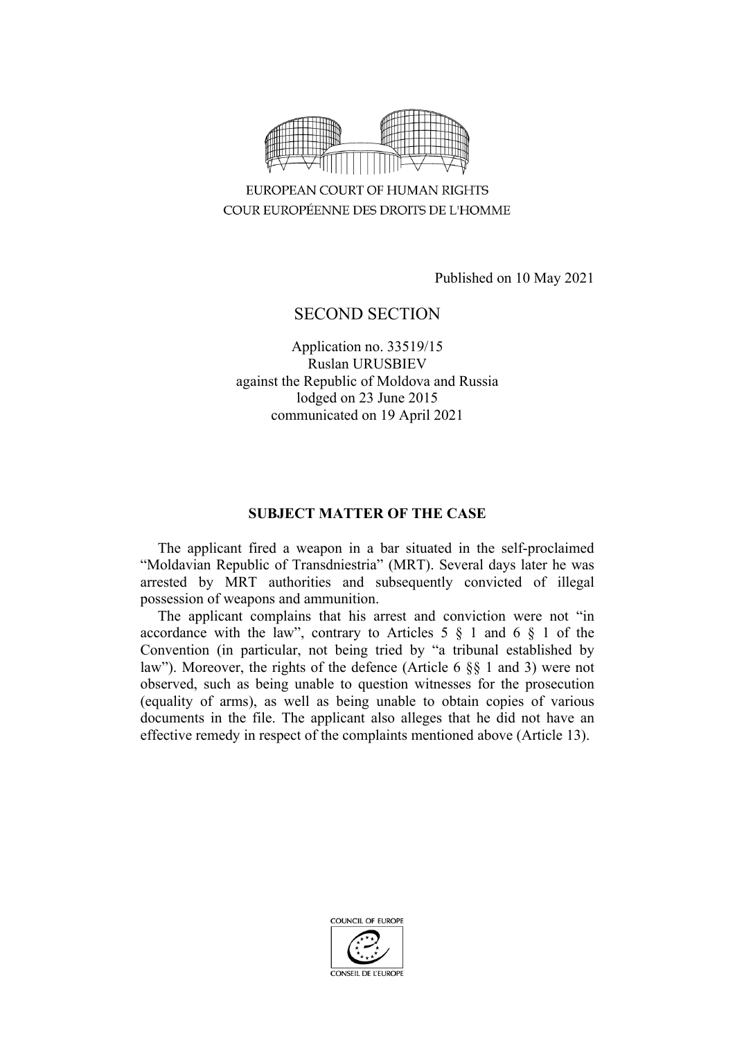EUROPEAN COURT OF HUMAN RIGHTS
COUR EUROPÉENNE DES DROITS DE L'HOMME

Published on 10 May 2021

SECOND SECTION

Application no. 33519/15
Ruslan URUSBIEV
against the Republic of Moldova and Russia
lodged on 23 June 2015
communicated on 19 April 2021

**SUBJECT MATTER OF THE CASE**

The applicant fired a weapon in a bar situated in the self-proclaimed "Moldavian Republic of Transdniestria" (MRT). Several days later he was arrested by MRT authorities and subsequently convicted of illegal possession of weapons and ammunition.

The applicant complains that his arrest and conviction were not "in accordance with the law", contrary to Articles 5 § 1 and 6 § 1 of the Convention (in particular, not being tried by "a tribunal established by law"). Moreover, the rights of the defence (Article 6 §§ 1 and 3) were not observed, such as being unable to question witnesses for the prosecution (equality of arms), as well as being unable to obtain copies of various documents in the file. The applicant also alleges that he did not have an effective remedy in respect of the complaints mentioned above (Article 13).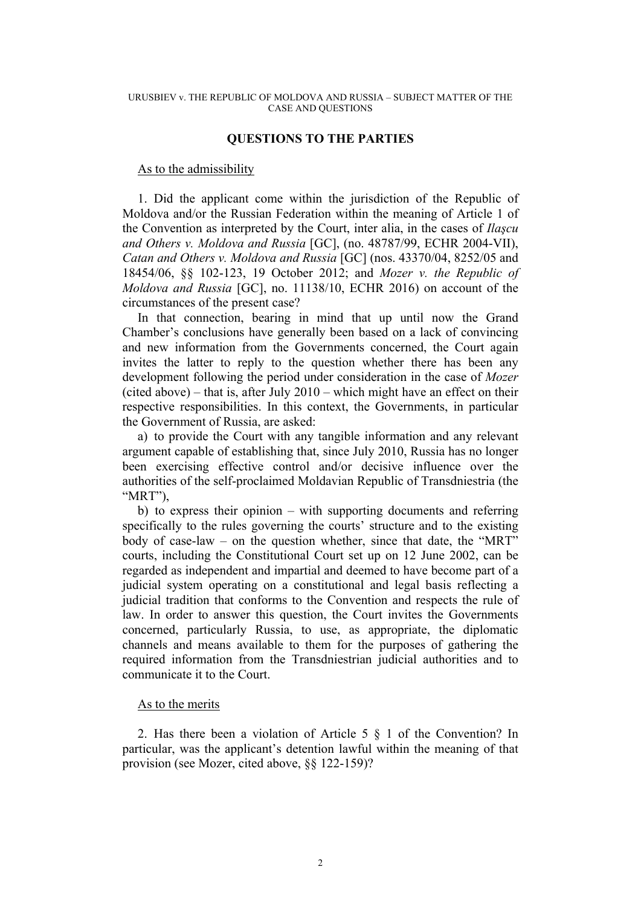## QUESTIONS TO THE PARTIES

As to the admissibility

1. Did the applicant come within the jurisdiction of the Republic of Moldova and/or the Russian Federation within the meaning of Article 1 of the Convention as interpreted by the Court, inter alia, in the cases of *Ilaşcu and Others v. Moldova and Russia* [GC], (no. 48787/99, ECHR 2004-VII), *Catan and Others v. Moldova and Russia* [GC] (nos. 43370/04, 8252/05 and 18454/06, §§ 102-123, 19 October 2012; and *Mozer v. the Republic of Moldova and Russia* [GC], no. 11138/10, ECHR 2016) on account of the circumstances of the present case?

In that connection, bearing in mind that up until now the Grand Chamber's conclusions have generally been based on a lack of convincing and new information from the Governments concerned, the Court again invites the latter to reply to the question whether there has been any development following the period under consideration in the case of *Mozer* (cited above) – that is, after July 2010 – which might have an effect on their respective responsibilities. In this context, the Governments, in particular the Government of Russia, are asked:

a) to provide the Court with any tangible information and any relevant argument capable of establishing that, since July 2010, Russia has no longer been exercising effective control and/or decisive influence over the authorities of the self-proclaimed Moldavian Republic of Transdniestria (the "MRT"),

b) to express their opinion – with supporting documents and referring specifically to the rules governing the courts' structure and to the existing body of case-law – on the question whether, since that date, the "MRT" courts, including the Constitutional Court set up on 12 June 2002, can be regarded as independent and impartial and deemed to have become part of a judicial system operating on a constitutional and legal basis reflecting a judicial tradition that conforms to the Convention and respects the rule of law. In order to answer this question, the Court invites the Governments concerned, particularly Russia, to use, as appropriate, the diplomatic channels and means available to them for the purposes of gathering the required information from the Transdniestrian judicial authorities and to communicate it to the Court.

As to the merits

2. Has there been a violation of Article 5 § 1 of the Convention? In particular, was the applicant's detention lawful within the meaning of that provision (see Mozer, cited above, §§ 122-159)?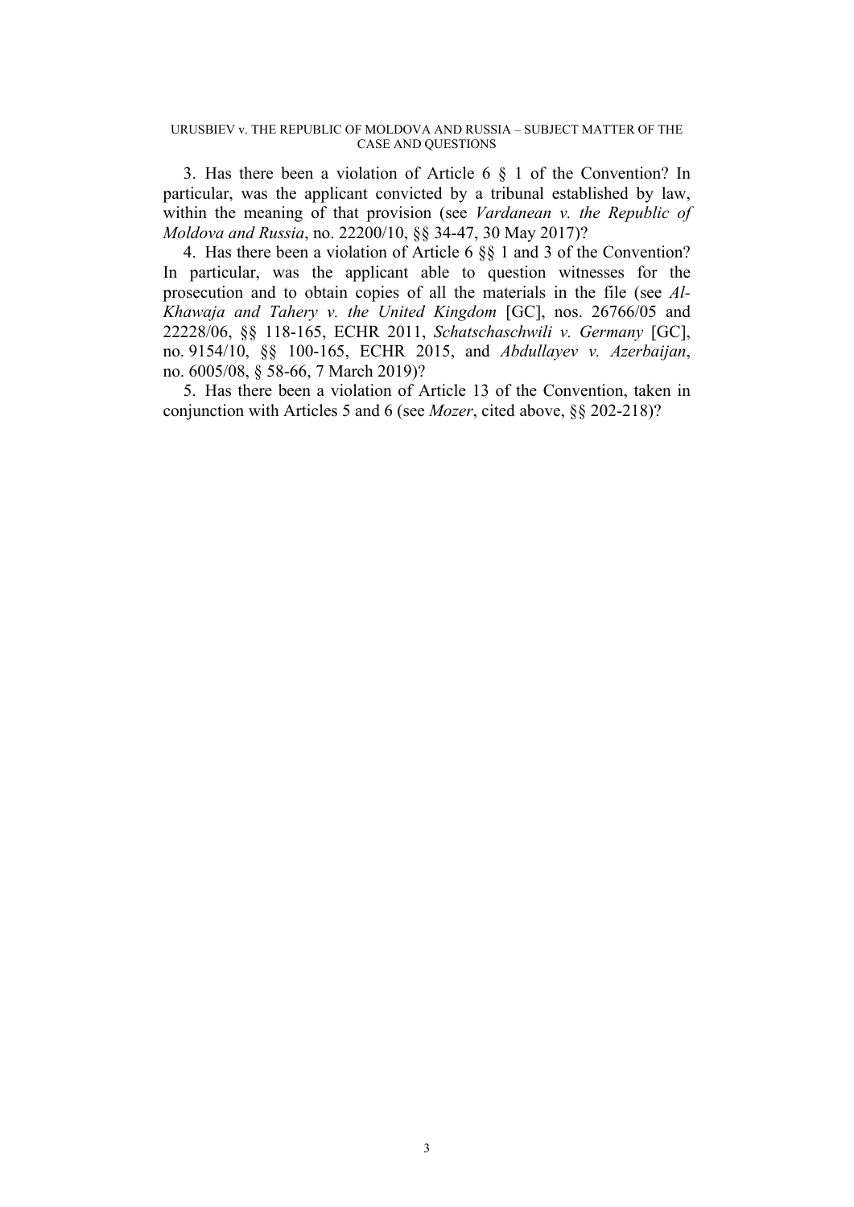3. Has there been a violation of Article 6 § 1 of the Convention? In particular, was the applicant convicted by a tribunal established by law, within the meaning of that provision (see *Vardanean v. the Republic of Moldova and Russia*, no. 22200/10, §§ 34-47, 30 May 2017)?

4. Has there been a violation of Article 6 §§ 1 and 3 of the Convention? In particular, was the applicant able to question witnesses for the prosecution and to obtain copies of all the materials in the file (see *Al-Khawaja and Tahery v. the United Kingdom* [GC], nos. 26766/05 and 22228/06, §§ 118-165, ECHR 2011, *Schatschaschwili v. Germany* [GC], no. 9154/10, §§ 100-165, ECHR 2015, and *Abdullayev v. Azerbaijan*, no. 6005/08, § 58-66, 7 March 2019)?

5. Has there been a violation of Article 13 of the Convention, taken in conjunction with Articles 5 and 6 (see *Mozer*, cited above, §§ 202-218)?